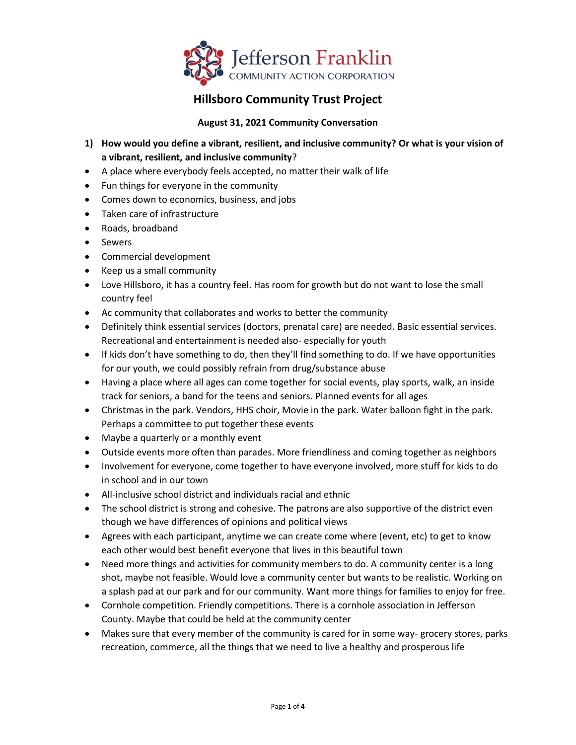Jefferson Franklin
COMMUNITY ACTION CORPORATION

# Hillsboro Community Trust Project

**August 31, 2021 Community Conversation**

1) **How would you define a vibrant, resilient, and inclusive community? Or what is your vision of a vibrant, resilient, and inclusive community**?

- A place where everybody feels accepted, no matter their walk of life
- Fun things for everyone in the community
- Comes down to economics, business, and jobs
- Taken care of infrastructure
- Roads, broadband
- Sewers
- Commercial development
- Keep us a small community
- Love Hillsboro, it has a country feel. Has room for growth but do not want to lose the small country feel
- Ac community that collaborates and works to better the community
- Definitely think essential services (doctors, prenatal care) are needed. Basic essential services. Recreational and entertainment is needed also- especially for youth
- If kids don't have something to do, then they'll find something to do. If we have opportunities for our youth, we could possibly refrain from drug/substance abuse
- Having a place where all ages can come together for social events, play sports, walk, an inside track for seniors, a band for the teens and seniors. Planned events for all ages
- Christmas in the park. Vendors, HHS choir, Movie in the park. Water balloon fight in the park. Perhaps a committee to put together these events
- Maybe a quarterly or a monthly event
- Outside events more often than parades. More friendliness and coming together as neighbors
- Involvement for everyone, come together to have everyone involved, more stuff for kids to do in school and in our town
- All-inclusive school district and individuals racial and ethnic
- The school district is strong and cohesive. The patrons are also supportive of the district even though we have differences of opinions and political views
- Agrees with each participant, anytime we can create come where (event, etc) to get to know each other would best benefit everyone that lives in this beautiful town
- Need more things and activities for community members to do. A community center is a long shot, maybe not feasible. Would love a community center but wants to be realistic. Working on a splash pad at our park and for our community. Want more things for families to enjoy for free.
- Cornhole competition. Friendly competitions. There is a cornhole association in Jefferson County. Maybe that could be held at the community center
- Makes sure that every member of the community is cared for in some way- grocery stores, parks recreation, commerce, all the things that we need to live a healthy and prosperous life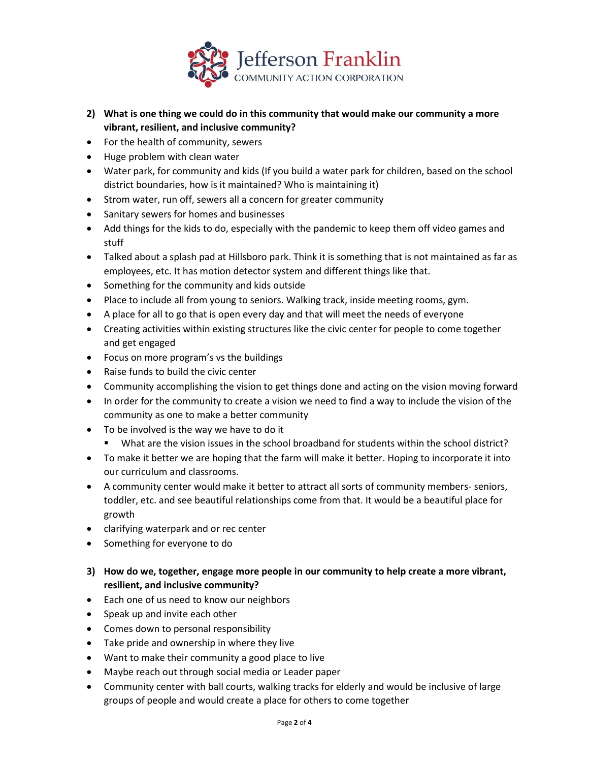**2) What is one thing we could do in this community that would make our community a more vibrant, resilient, and inclusive community?**

- For the health of community, sewers
- Huge problem with clean water
- Water park, for community and kids (If you build a water park for children, based on the school district boundaries, how is it maintained? Who is maintaining it)
- Strom water, run off, sewers all a concern for greater community
- Sanitary sewers for homes and businesses
- Add things for the kids to do, especially with the pandemic to keep them off video games and stuff
- Talked about a splash pad at Hillsboro park. Think it is something that is not maintained as far as employees, etc. It has motion detector system and different things like that.
- Something for the community and kids outside
- Place to include all from young to seniors. Walking track, inside meeting rooms, gym.
- A place for all to go that is open every day and that will meet the needs of everyone
- Creating activities within existing structures like the civic center for people to come together and get engaged
- Focus on more program's vs the buildings
- Raise funds to build the civic center
- Community accomplishing the vision to get things done and acting on the vision moving forward
- In order for the community to create a vision we need to find a way to include the vision of the community as one to make a better community
- To be involved is the way we have to do it
    - What are the vision issues in the school broadband for students within the school district?
- To make it better we are hoping that the farm will make it better. Hoping to incorporate it into our curriculum and classrooms.
- A community center would make it better to attract all sorts of community members- seniors, toddler, etc. and see beautiful relationships come from that. It would be a beautiful place for growth
- clarifying waterpark and or rec center
- Something for everyone to do

**3) How do we, together, engage more people in our community to help create a more vibrant, resilient, and inclusive community?**

- Each one of us need to know our neighbors
- Speak up and invite each other
- Comes down to personal responsibility
- Take pride and ownership in where they live
- Want to make their community a good place to live
- Maybe reach out through social media or Leader paper
- Community center with ball courts, walking tracks for elderly and would be inclusive of large groups of people and would create a place for others to come together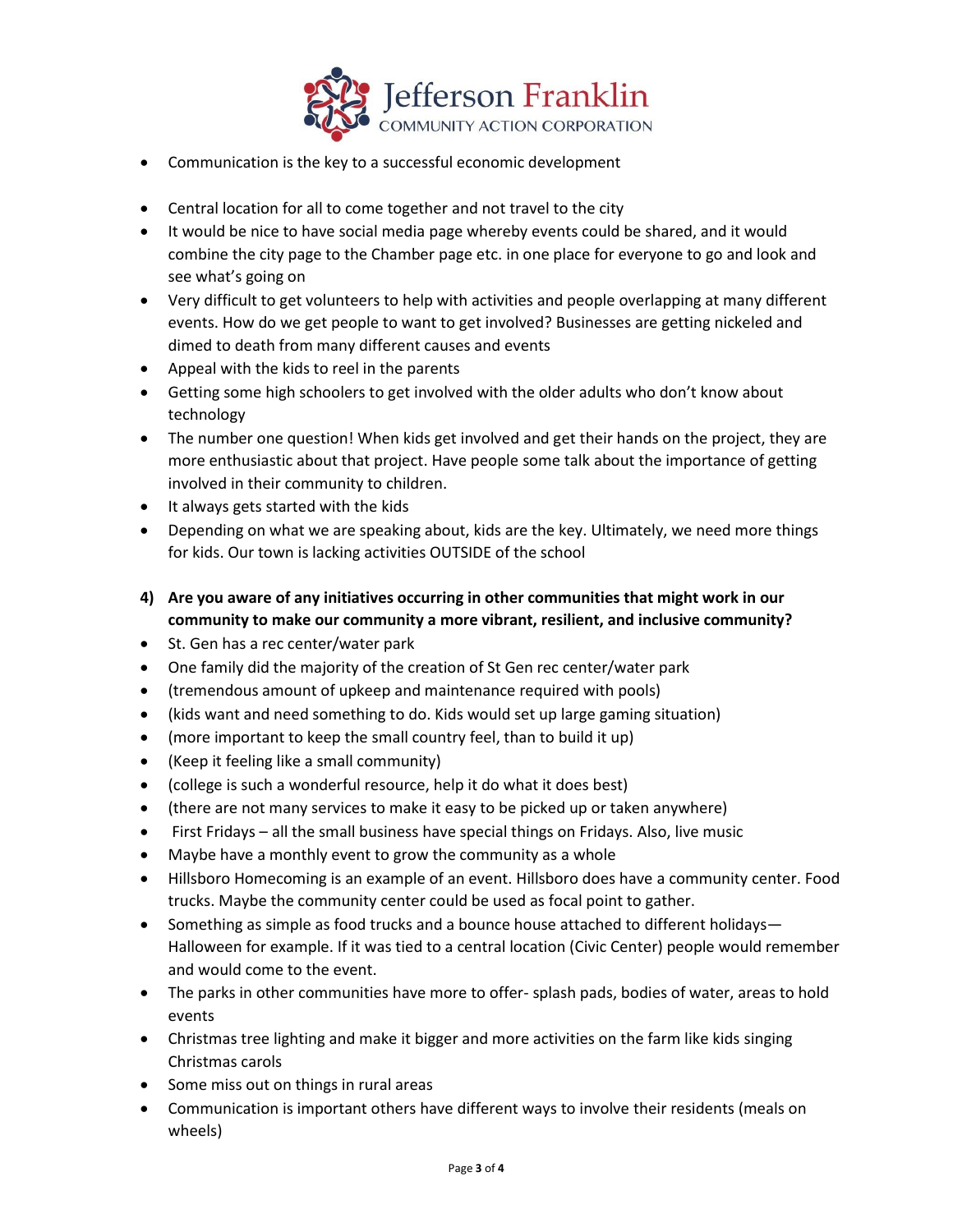- Communication is the key to a successful economic development
- Central location for all to come together and not travel to the city
- It would be nice to have social media page whereby events could be shared, and it would combine the city page to the Chamber page etc. in one place for everyone to go and look and see what's going on
- Very difficult to get volunteers to help with activities and people overlapping at many different events. How do we get people to want to get involved? Businesses are getting nickeled and dimed to death from many different causes and events
- Appeal with the kids to reel in the parents
- Getting some high schoolers to get involved with the older adults who don't know about technology
- The number one question! When kids get involved and get their hands on the project, they are more enthusiastic about that project. Have people some talk about the importance of getting involved in their community to children.
- It always gets started with the kids
- Depending on what we are speaking about, kids are the key. Ultimately, we need more things for kids. Our town is lacking activities OUTSIDE of the school

**4) Are you aware of any initiatives occurring in other communities that might work in our community to make our community a more vibrant, resilient, and inclusive community?**

- St. Gen has a rec center/water park
- One family did the majority of the creation of St Gen rec center/water park
- (tremendous amount of upkeep and maintenance required with pools)
- (kids want and need something to do. Kids would set up large gaming situation)
- (more important to keep the small country feel, than to build it up)
- (Keep it feeling like a small community)
- (college is such a wonderful resource, help it do what it does best)
- (there are not many services to make it easy to be picked up or taken anywhere)
- First Fridays – all the small business have special things on Fridays. Also, live music
- Maybe have a monthly event to grow the community as a whole
- Hillsboro Homecoming is an example of an event. Hillsboro does have a community center. Food trucks. Maybe the community center could be used as focal point to gather.
- Something as simple as food trucks and a bounce house attached to different holidays—Halloween for example. If it was tied to a central location (Civic Center) people would remember and would come to the event.
- The parks in other communities have more to offer- splash pads, bodies of water, areas to hold events
- Christmas tree lighting and make it bigger and more activities on the farm like kids singing Christmas carols
- Some miss out on things in rural areas
- Communication is important others have different ways to involve their residents (meals on wheels)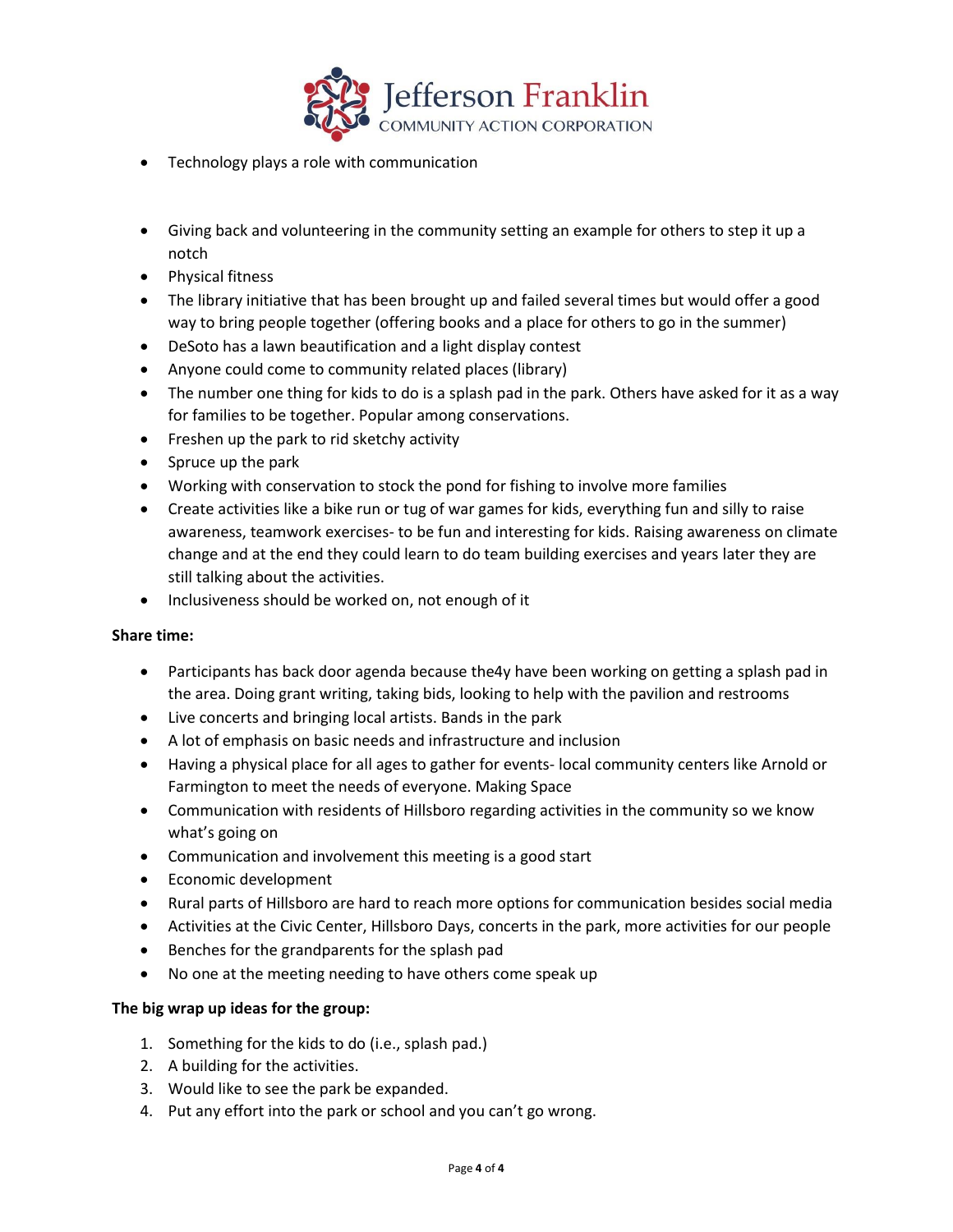- Technology plays a role with communication

- Giving back and volunteering in the community setting an example for others to step it up a notch
- Physical fitness
- The library initiative that has been brought up and failed several times but would offer a good way to bring people together (offering books and a place for others to go in the summer)
- DeSoto has a lawn beautification and a light display contest
- Anyone could come to community related places (library)
- The number one thing for kids to do is a splash pad in the park. Others have asked for it as a way for families to be together. Popular among conservations.
- Freshen up the park to rid sketchy activity
- Spruce up the park
- Working with conservation to stock the pond for fishing to involve more families
- Create activities like a bike run or tug of war games for kids, everything fun and silly to raise awareness, teamwork exercises- to be fun and interesting for kids. Raising awareness on climate change and at the end they could learn to do team building exercises and years later they are still talking about the activities.
- Inclusiveness should be worked on, not enough of it

**Share time:**

- Participants has back door agenda because the4y have been working on getting a splash pad in the area. Doing grant writing, taking bids, looking to help with the pavilion and restrooms
- Live concerts and bringing local artists. Bands in the park
- A lot of emphasis on basic needs and infrastructure and inclusion
- Having a physical place for all ages to gather for events- local community centers like Arnold or Farmington to meet the needs of everyone. Making Space
- Communication with residents of Hillsboro regarding activities in the community so we know what's going on
- Communication and involvement this meeting is a good start
- Economic development
- Rural parts of Hillsboro are hard to reach more options for communication besides social media
- Activities at the Civic Center, Hillsboro Days, concerts in the park, more activities for our people
- Benches for the grandparents for the splash pad
- No one at the meeting needing to have others come speak up

**The big wrap up ideas for the group:**

1. Something for the kids to do (i.e., splash pad.)
2. A building for the activities.
3. Would like to see the park be expanded.
4. Put any effort into the park or school and you can't go wrong.